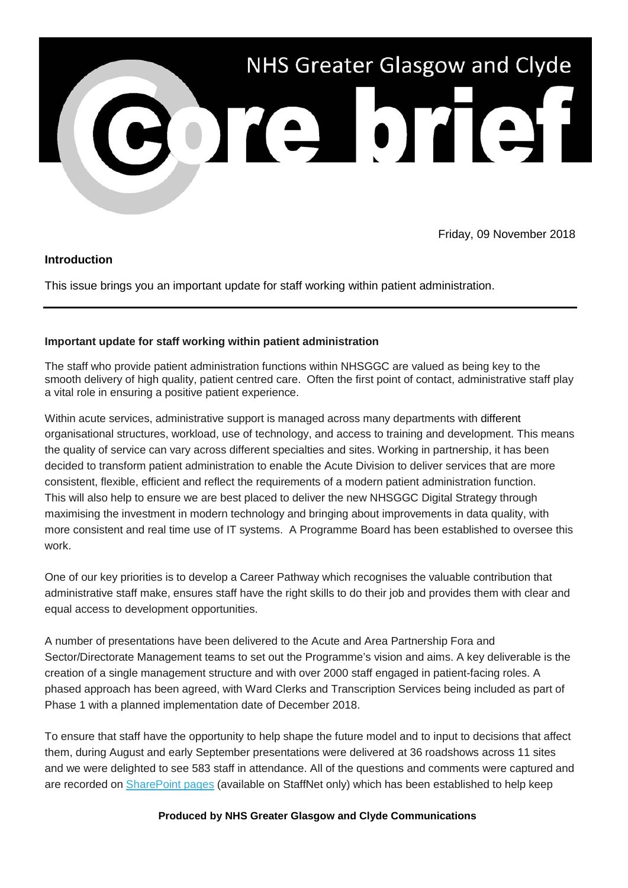# NHS Greater Glasgow and Clyde

# core brief

Friday, 09 November 2018

## Introduction

This issue brings you an important update for staff working within patient administration.

---

### Important update for staff working within patient administration

The staff who provide patient administration functions within NHSGGC are valued as being key to the smooth delivery of high quality, patient centred care. Often the first point of contact, administrative staff play a vital role in ensuring a positive patient experience.

Within acute services, administrative support is managed across many departments with different organisational structures, workload, use of technology, and access to training and development. This means the quality of service can vary across different specialties and sites. Working in partnership, it has been decided to transform patient administration to enable the Acute Division to deliver services that are more consistent, flexible, efficient and reflect the requirements of a modern patient administration function. This will also help to ensure we are best placed to deliver the new NHSGGC Digital Strategy through maximising the investment in modern technology and bringing about improvements in data quality, with more consistent and real time use of IT systems. A Programme Board has been established to oversee this work.

One of our key priorities is to develop a Career Pathway which recognises the valuable contribution that administrative staff make, ensures staff have the right skills to do their job and provides them with clear and equal access to development opportunities.

A number of presentations have been delivered to the Acute and Area Partnership Fora and Sector/Directorate Management teams to set out the Programme's vision and aims. A key deliverable is the creation of a single management structure and with over 2000 staff engaged in patient-facing roles. A phased approach has been agreed, with Ward Clerks and Transcription Services being included as part of Phase 1 with a planned implementation date of December 2018.

To ensure that staff have the opportunity to help shape the future model and to input to decisions that affect them, during August and early September presentations were delivered at 36 roadshows across 11 sites and we were delighted to see 583 staff in attendance. All of the questions and comments were captured and are recorded on SharePoint pages (available on StaffNet only) which has been established to help keep

**Produced by NHS Greater Glasgow and Clyde Communications**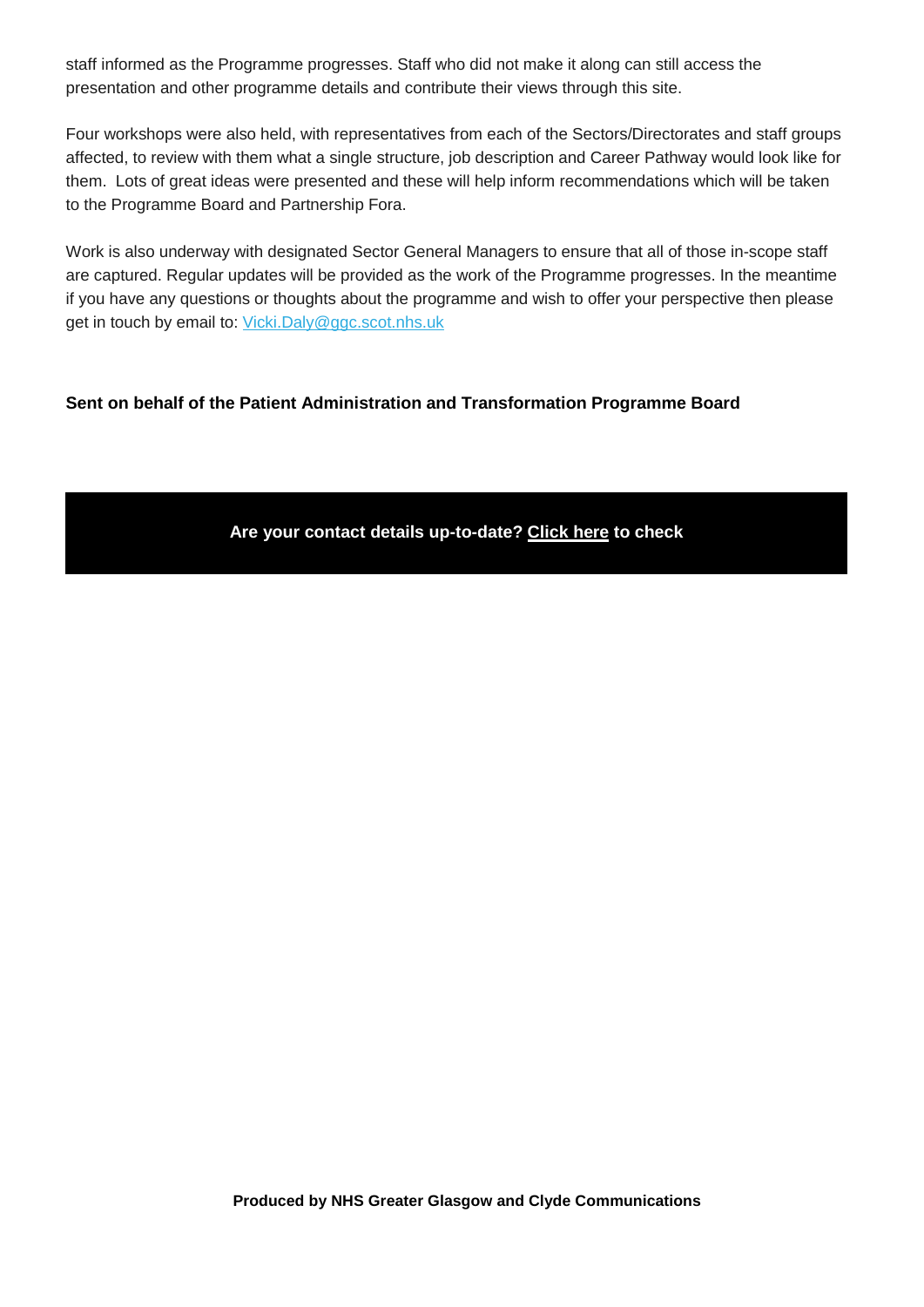staff informed as the Programme progresses. Staff who did not make it along can still access the presentation and other programme details and contribute their views through this site.

Four workshops were also held, with representatives from each of the Sectors/Directorates and staff groups affected, to review with them what a single structure, job description and Career Pathway would look like for them.  Lots of great ideas were presented and these will help inform recommendations which will be taken to the Programme Board and Partnership Fora.

Work is also underway with designated Sector General Managers to ensure that all of those in-scope staff are captured. Regular updates will be provided as the work of the Programme progresses. In the meantime if you have any questions or thoughts about the programme and wish to offer your perspective then please get in touch by email to: [Vicki.Daly@ggc.scot.nhs.uk](mailto:Vicki.Daly@ggc.scot.nhs.uk)

**Sent on behalf of the Patient Administration and Transformation Programme Board**

**Are your contact details up-to-date? Click here to check**

**Produced by NHS Greater Glasgow and Clyde Communications**